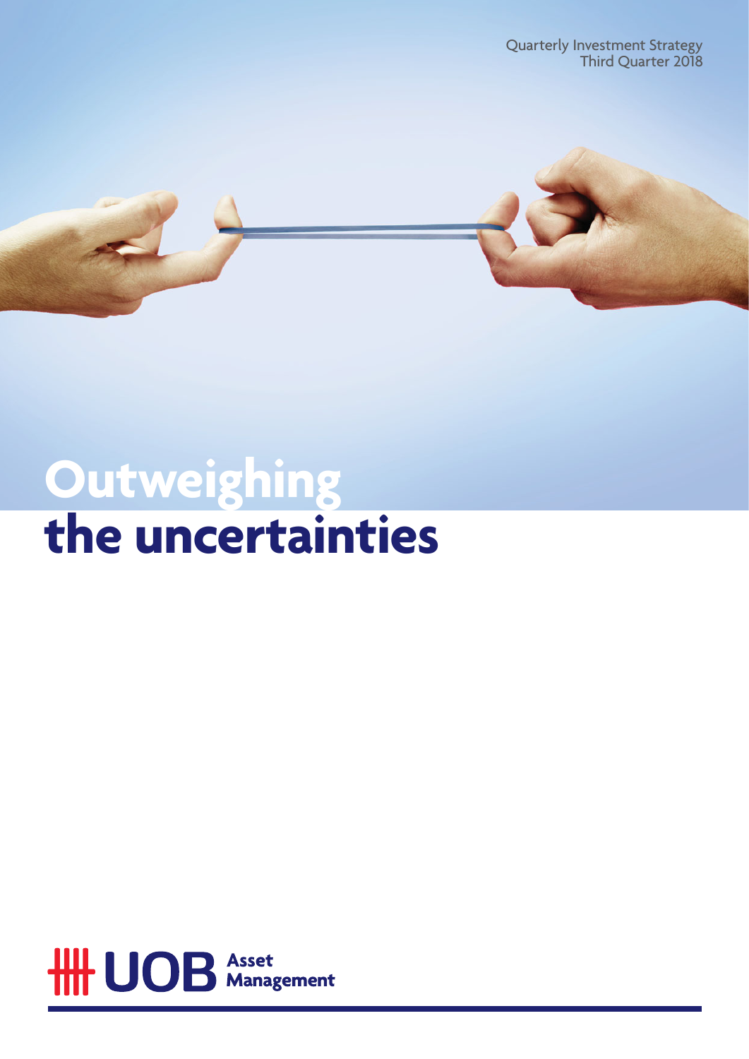Quarterly Investment Strategy
Third Quarter 2018

# Outweighing the uncertainties

UOB Asset Management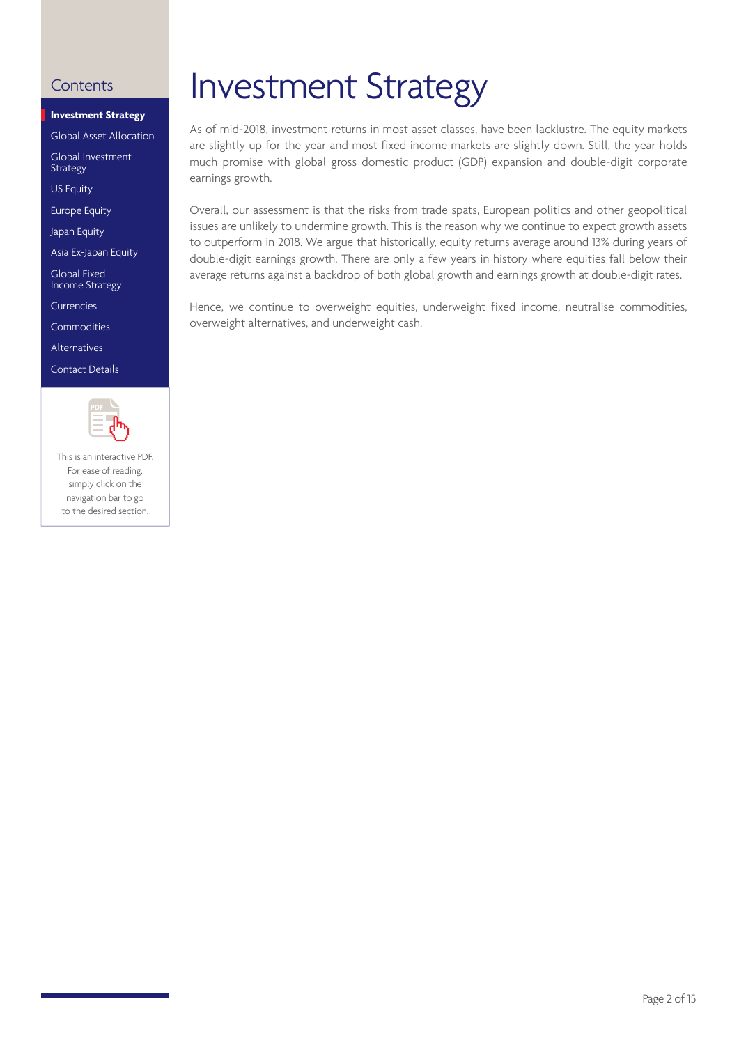# Investment Strategy

As of mid-2018, investment returns in most asset classes, have been lacklustre. The equity markets are slightly up for the year and most fixed income markets are slightly down. Still, the year holds much promise with global gross domestic product (GDP) expansion and double-digit corporate earnings growth.

Overall, our assessment is that the risks from trade spats, European politics and other geopolitical issues are unlikely to undermine growth. This is the reason why we continue to expect growth assets to outperform in 2018. We argue that historically, equity returns average around 13% during years of double-digit earnings growth. There are only a few years in history where equities fall below their average returns against a backdrop of both global growth and earnings growth at double-digit rates.

Hence, we continue to overweight equities, underweight fixed income, neutralise commodities, overweight alternatives, and underweight cash.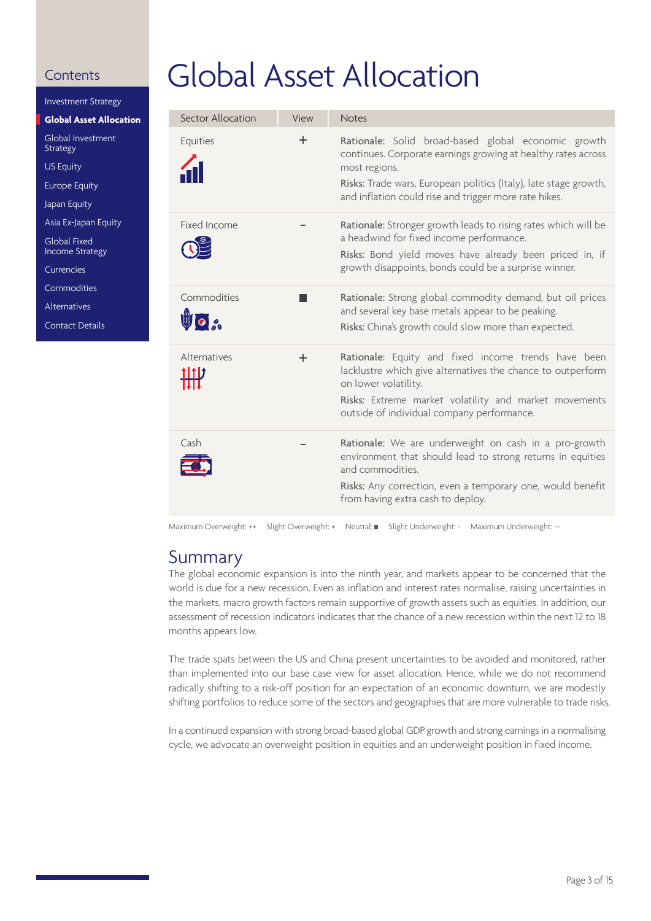## Contents

- Investment Strategy
- **Global Asset Allocation**
- Global Investment Strategy
- US Equity
- Europe Equity
- Japan Equity
- Asia Ex-Japan Equity
- Global Fixed Income Strategy
- Currencies
- Commodities
- Alternatives
- Contact Details

# Global Asset Allocation

| Sector Allocation | View | Notes |
|---|---|---|
| Equities | + | Rationale: Solid broad-based global economic growth continues. Corporate earnings growing at healthy rates across most regions.<br>Risks: Trade wars, European politics (Italy), late stage growth, and inflation could rise and trigger more rate hikes. |
| Fixed Income | - | Rationale: Stronger growth leads to rising rates which will be a headwind for fixed income performance.<br>Risks: Bond yield moves have already been priced in, if growth disappoints, bonds could be a surprise winner. |
| Commodities | ■ | Rationale: Strong global commodity demand, but oil prices and several key base metals appear to be peaking.<br>Risks: China's growth could slow more than expected. |
| Alternatives | + | Rationale: Equity and fixed income trends have been lacklustre which give alternatives the chance to outperform on lower volatility.<br>Risks: Extreme market volatility and market movements outside of individual company performance. |
| Cash | - | Rationale: We are underweight on cash in a pro-growth environment that should lead to strong returns in equities and commodities.<br>Risks: Any correction, even a temporary one, would benefit from having extra cash to deploy. |

Maximum Overweight: ++ Slight Overweight: + Neutral: ■ Slight Underweight: - Maximum Underweight: --

## Summary

The global economic expansion is into the ninth year, and markets appear to be concerned that the world is due for a new recession. Even as inflation and interest rates normalise, raising uncertainties in the markets, macro growth factors remain supportive of growth assets such as equities. In addition, our assessment of recession indicators indicates that the chance of a new recession within the next 12 to 18 months appears low.

The trade spats between the US and China present uncertainties to be avoided and monitored, rather than implemented into our base case view for asset allocation. Hence, while we do not recommend radically shifting to a risk-off position for an expectation of an economic downturn, we are modestly shifting portfolios to reduce some of the sectors and geographies that are more vulnerable to trade risks.

In a continued expansion with strong broad-based global GDP growth and strong earnings in a normalising cycle, we advocate an overweight position in equities and an underweight position in fixed income.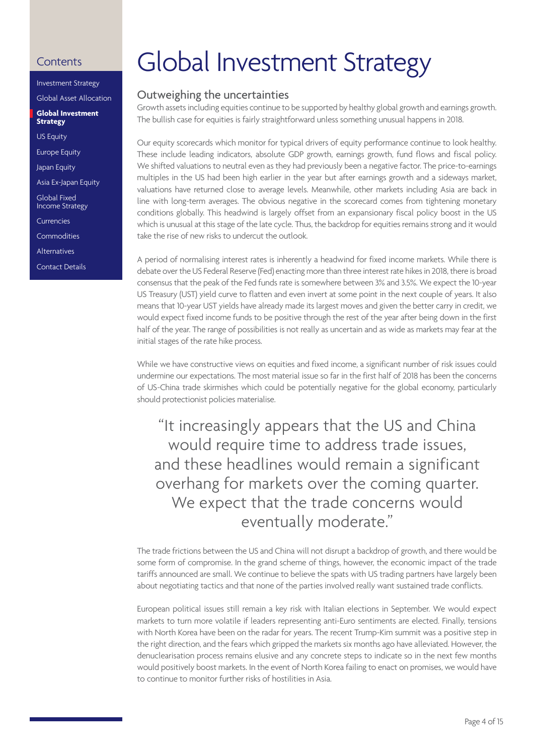# Global Investment Strategy

## Outweighing the uncertainties

Growth assets including equities continue to be supported by healthy global growth and earnings growth. The bullish case for equities is fairly straightforward unless something unusual happens in 2018.

Our equity scorecards which monitor for typical drivers of equity performance continue to look healthy. These include leading indicators, absolute GDP growth, earnings growth, fund flows and fiscal policy. We shifted valuations to neutral even as they had previously been a negative factor. The price-to-earnings multiples in the US had been high earlier in the year but after earnings growth and a sideways market, valuations have returned close to average levels. Meanwhile, other markets including Asia are back in line with long-term averages. The obvious negative in the scorecard comes from tightening monetary conditions globally. This headwind is largely offset from an expansionary fiscal policy boost in the US which is unusual at this stage of the late cycle. Thus, the backdrop for equities remains strong and it would take the rise of new risks to undercut the outlook.

A period of normalising interest rates is inherently a headwind for fixed income markets. While there is debate over the US Federal Reserve (Fed) enacting more than three interest rate hikes in 2018, there is broad consensus that the peak of the Fed funds rate is somewhere between 3% and 3.5%. We expect the 10-year US Treasury (UST) yield curve to flatten and even invert at some point in the next couple of years. It also means that 10-year UST yields have already made its largest moves and given the better carry in credit, we would expect fixed income funds to be positive through the rest of the year after being down in the first half of the year. The range of possibilities is not really as uncertain and as wide as markets may fear at the initial stages of the rate hike process.

While we have constructive views on equities and fixed income, a significant number of risk issues could undermine our expectations. The most material issue so far in the first half of 2018 has been the concerns of US-China trade skirmishes which could be potentially negative for the global economy, particularly should protectionist policies materialise.

> "It increasingly appears that the US and China would require time to address trade issues, and these headlines would remain a significant overhang for markets over the coming quarter. We expect that the trade concerns would eventually moderate."

The trade frictions between the US and China will not disrupt a backdrop of growth, and there would be some form of compromise. In the grand scheme of things, however, the economic impact of the trade tariffs announced are small. We continue to believe the spats with US trading partners have largely been about negotiating tactics and that none of the parties involved really want sustained trade conflicts.

European political issues still remain a key risk with Italian elections in September. We would expect markets to turn more volatile if leaders representing anti-Euro sentiments are elected. Finally, tensions with North Korea have been on the radar for years. The recent Trump-Kim summit was a positive step in the right direction, and the fears which gripped the markets six months ago have alleviated. However, the denuclearisation process remains elusive and any concrete steps to indicate so in the next few months would positively boost markets. In the event of North Korea failing to enact on promises, we would have to continue to monitor further risks of hostilities in Asia.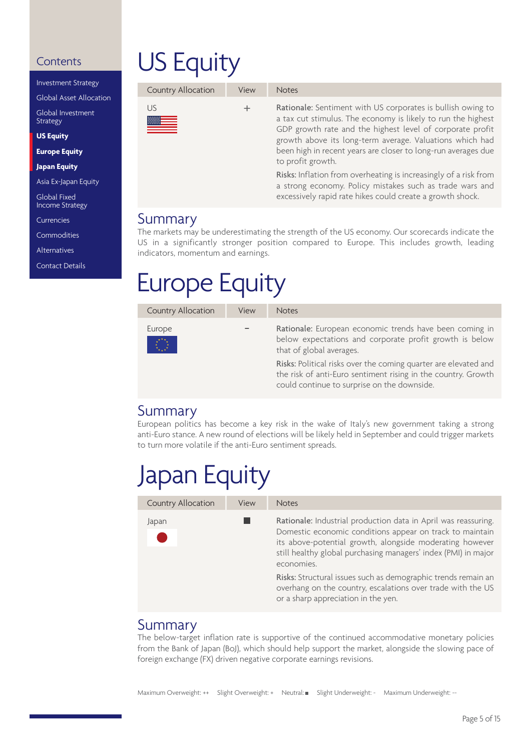## Contents

- Investment Strategy
- Global Asset Allocation
- Global Investment Strategy
- **US Equity**
- **Europe Equity**
- **Japan Equity**
- Asia Ex-Japan Equity
- Global Fixed Income Strategy
- Currencies
- Commodities
- Alternatives
- Contact Details

# US Equity

| Country Allocation | View | Notes |
|---|---|---|
| US | + | Rationale: Sentiment with US corporates is bullish owing to a tax cut stimulus. The economy is likely to run the highest GDP growth rate and the highest level of corporate profit growth above its long-term average. Valuations which had been high in recent years are closer to long-run averages due to profit growth.<br><br>Risks: Inflation from overheating is increasingly of a risk from a strong economy. Policy mistakes such as trade wars and excessively rapid rate hikes could create a growth shock. |

## Summary

The markets may be underestimating the strength of the US economy. Our scorecards indicate the US in a significantly stronger position compared to Europe. This includes growth, leading indicators, momentum and earnings.

# Europe Equity

| Country Allocation | View | Notes |
|---|---|---|
| Europe | - | Rationale: European economic trends have been coming in below expectations and corporate profit growth is below that of global averages.<br><br>Risks: Political risks over the coming quarter are elevated and the risk of anti-Euro sentiment rising in the country. Growth could continue to surprise on the downside. |

## Summary

European politics has become a key risk in the wake of Italy's new government taking a strong anti-Euro stance. A new round of elections will be likely held in September and could trigger markets to turn more volatile if the anti-Euro sentiment spreads.

# Japan Equity

| Country Allocation | View | Notes |
|---|---|---|
| Japan | ■ | Rationale: Industrial production data in April was reassuring. Domestic economic conditions appear on track to maintain its above-potential growth, alongside moderating however still healthy global purchasing managers' index (PMI) in major economies.<br><br>Risks: Structural issues such as demographic trends remain an overhang on the country, escalations over trade with the US or a sharp appreciation in the yen. |

## Summary

The below-target inflation rate is supportive of the continued accommodative monetary policies from the Bank of Japan (BoJ), which should help support the market, alongside the slowing pace of foreign exchange (FX) driven negative corporate earnings revisions.

Maximum Overweight: ++ Slight Overweight: + Neutral: ■ Slight Underweight: - Maximum Underweight: --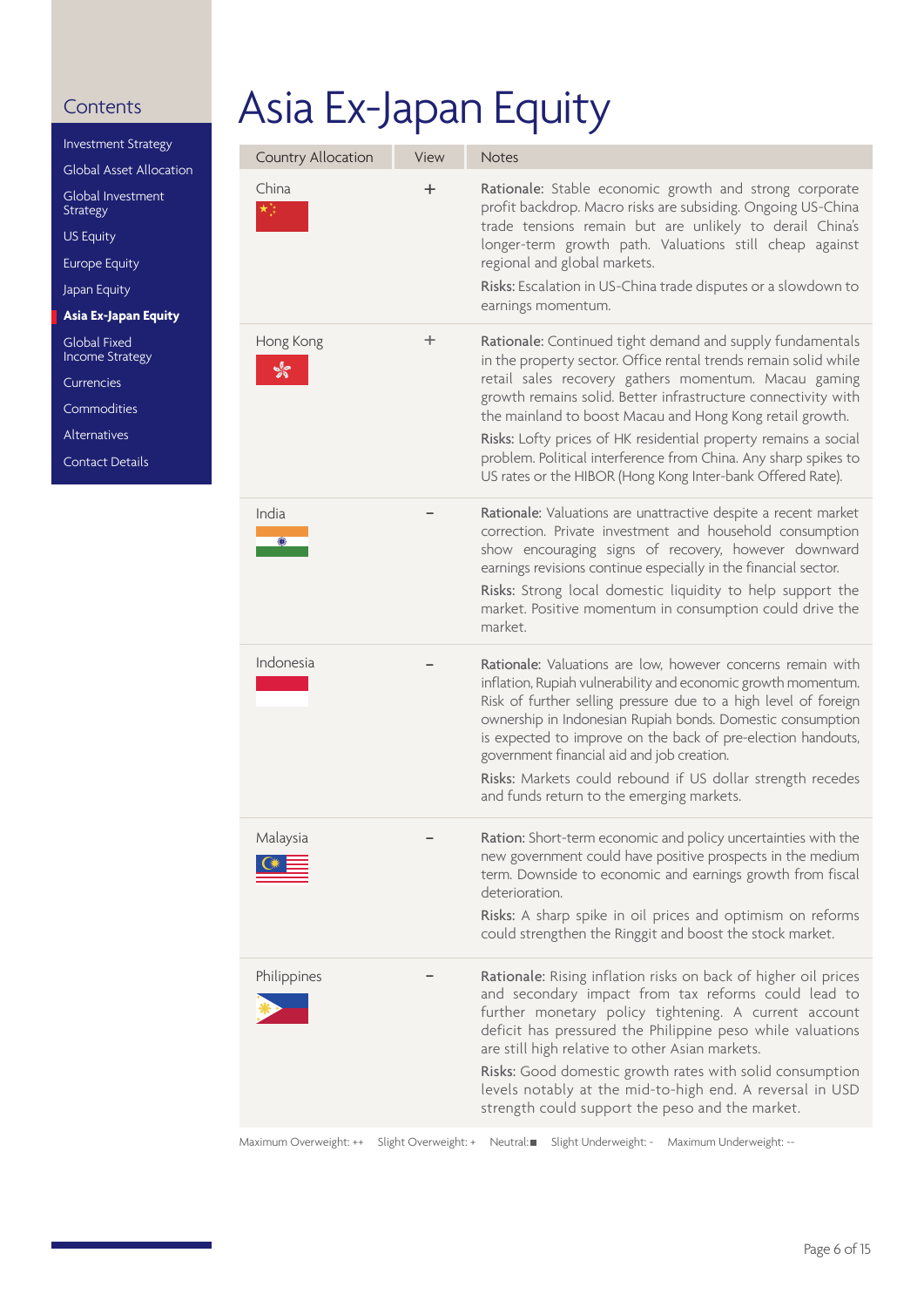# Asia Ex-Japan Equity

| Country Allocation | View | Notes |
|---|---|---|
| China | + | **Rationale:** Stable economic growth and strong corporate profit backdrop. Macro risks are subsiding. Ongoing US-China trade tensions remain but are unlikely to derail China's longer-term growth path. Valuations still cheap against regional and global markets.<br>**Risks:** Escalation in US-China trade disputes or a slowdown to earnings momentum. |
| Hong Kong | + | **Rationale:** Continued tight demand and supply fundamentals in the property sector. Office rental trends remain solid while retail sales recovery gathers momentum. Macau gaming growth remains solid. Better infrastructure connectivity with the mainland to boost Macau and Hong Kong retail growth.<br>**Risks:** Lofty prices of HK residential property remains a social problem. Political interference from China. Any sharp spikes to US rates or the HIBOR (Hong Kong Inter-bank Offered Rate). |
| India | - | **Rationale:** Valuations are unattractive despite a recent market correction. Private investment and household consumption show encouraging signs of recovery, however downward earnings revisions continue especially in the financial sector.<br>**Risks:** Strong local domestic liquidity to help support the market. Positive momentum in consumption could drive the market. |
| Indonesia | - | **Rationale:** Valuations are low, however concerns remain with inflation, Rupiah vulnerability and economic growth momentum. Risk of further selling pressure due to a high level of foreign ownership in Indonesian Rupiah bonds. Domestic consumption is expected to improve on the back of pre-election handouts, government financial aid and job creation.<br>**Risks:** Markets could rebound if US dollar strength recedes and funds return to the emerging markets. |
| Malaysia | - | **Ration:** Short-term economic and policy uncertainties with the new government could have positive prospects in the medium term. Downside to economic and earnings growth from fiscal deterioration.<br>**Risks:** A sharp spike in oil prices and optimism on reforms could strengthen the Ringgit and boost the stock market. |
| Philippines | - | **Rationale:** Rising inflation risks on back of higher oil prices and secondary impact from tax reforms could lead to further monetary policy tightening. A current account deficit has pressured the Philippine peso while valuations are still high relative to other Asian markets.<br>**Risks:** Good domestic growth rates with solid consumption levels notably at the mid-to-high end. A reversal in USD strength could support the peso and the market. |

Maximum Overweight: ++ Slight Overweight: + Neutral: ■ Slight Underweight: - Maximum Underweight: --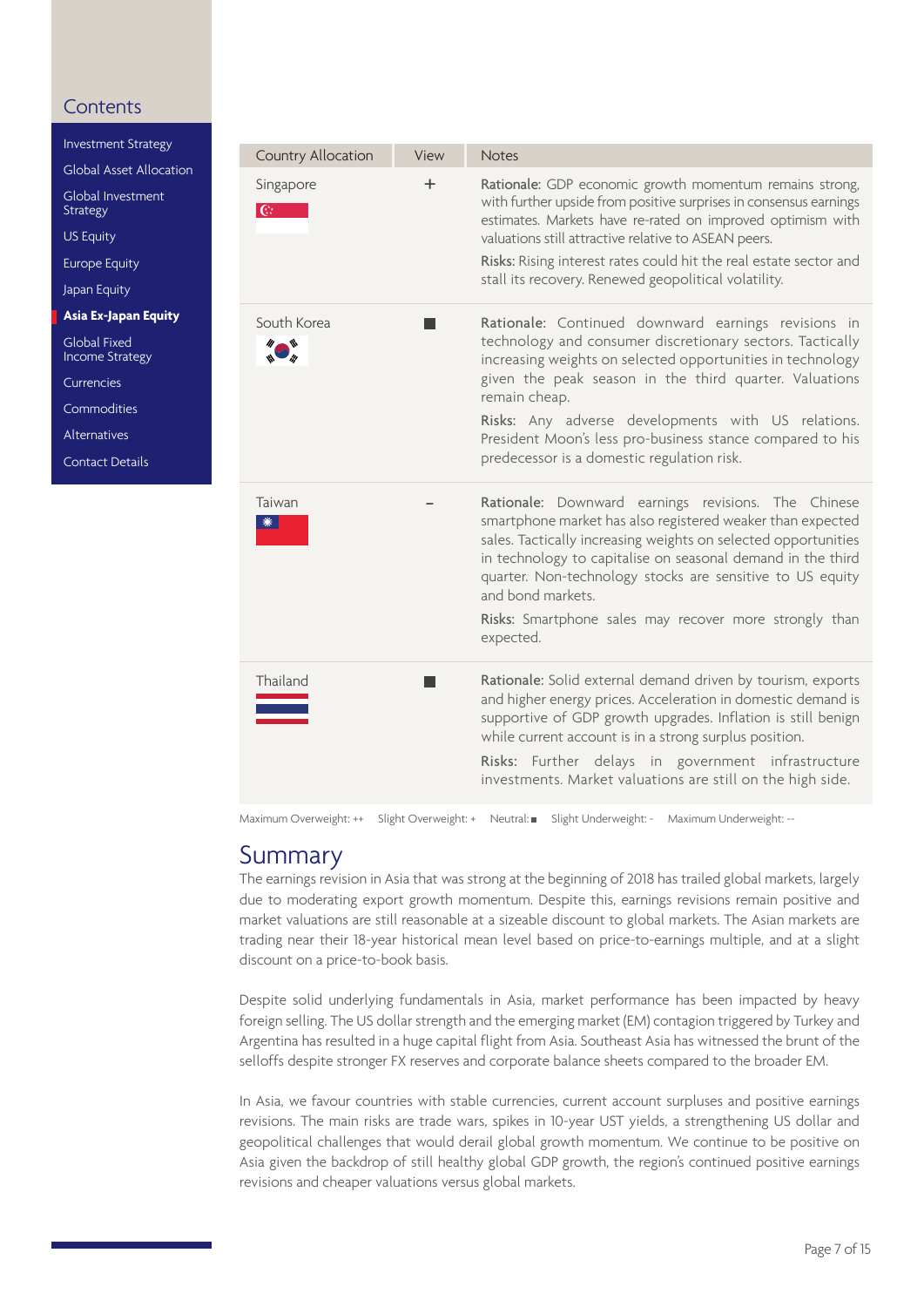| Country Allocation | View | Notes |
|---|---|---|
| Singapore | + | **Rationale:** GDP economic growth momentum remains strong, with further upside from positive surprises in consensus earnings estimates. Markets have re-rated on improved optimism with valuations still attractive relative to ASEAN peers. **Risks:** Rising interest rates could hit the real estate sector and stall its recovery. Renewed geopolitical volatility. |
| South Korea | ■ | **Rationale:** Continued downward earnings revisions in technology and consumer discretionary sectors. Tactically increasing weights on selected opportunities in technology given the peak season in the third quarter. Valuations remain cheap. **Risks:** Any adverse developments with US relations. President Moon's less pro-business stance compared to his predecessor is a domestic regulation risk. |
| Taiwan | - | **Rationale:** Downward earnings revisions. The Chinese smartphone market has also registered weaker than expected sales. Tactically increasing weights on selected opportunities in technology to capitalise on seasonal demand in the third quarter. Non-technology stocks are sensitive to US equity and bond markets. **Risks:** Smartphone sales may recover more strongly than expected. |
| Thailand | ■ | **Rationale:** Solid external demand driven by tourism, exports and higher energy prices. Acceleration in domestic demand is supportive of GDP growth upgrades. Inflation is still benign while current account is in a strong surplus position. **Risks:** Further delays in government infrastructure investments. Market valuations are still on the high side. |

Maximum Overweight: ++ Slight Overweight: + Neutral: ■ Slight Underweight: - Maximum Underweight: --

## Summary

The earnings revision in Asia that was strong at the beginning of 2018 has trailed global markets, largely due to moderating export growth momentum. Despite this, earnings revisions remain positive and market valuations are still reasonable at a sizeable discount to global markets. The Asian markets are trading near their 18-year historical mean level based on price-to-earnings multiple, and at a slight discount on a price-to-book basis.

Despite solid underlying fundamentals in Asia, market performance has been impacted by heavy foreign selling. The US dollar strength and the emerging market (EM) contagion triggered by Turkey and Argentina has resulted in a huge capital flight from Asia. Southeast Asia has witnessed the brunt of the selloffs despite stronger FX reserves and corporate balance sheets compared to the broader EM.

In Asia, we favour countries with stable currencies, current account surpluses and positive earnings revisions. The main risks are trade wars, spikes in 10-year UST yields, a strengthening US dollar and geopolitical challenges that would derail global growth momentum. We continue to be positive on Asia given the backdrop of still healthy global GDP growth, the region's continued positive earnings revisions and cheaper valuations versus global markets.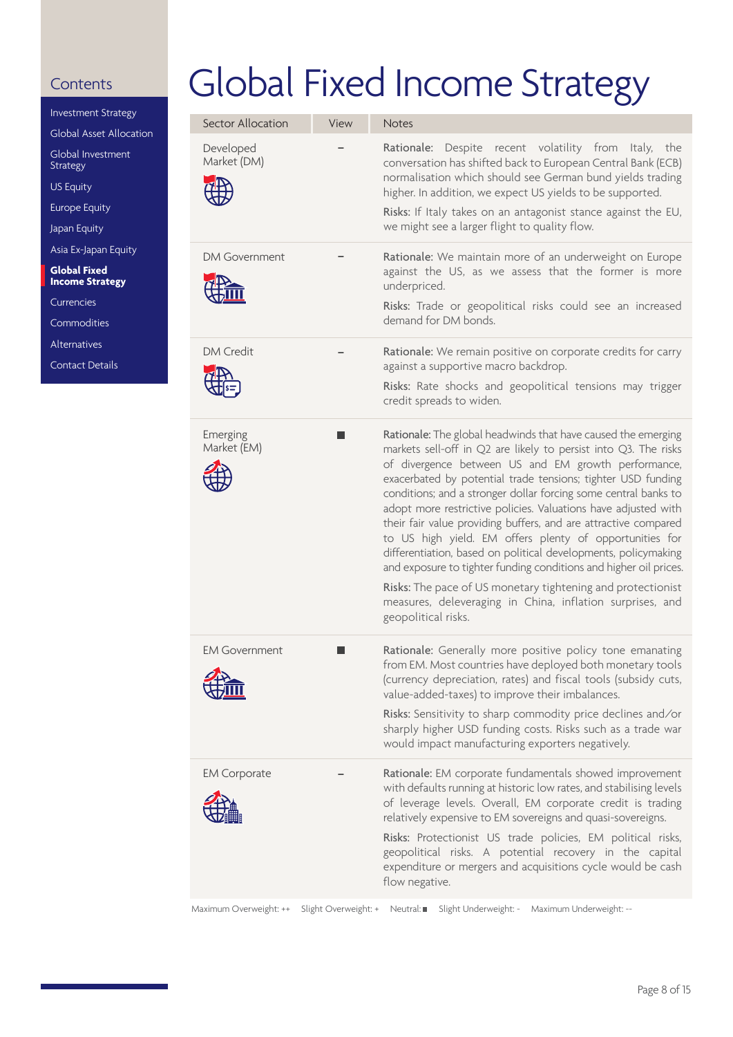# Global Fixed Income Strategy

| Sector Allocation | View | Notes |
|---|---|---|
| Developed Market (DM) | – | **Rationale:** Despite recent volatility from Italy, the conversation has shifted back to European Central Bank (ECB) normalisation which should see German bund yields trading higher. In addition, we expect US yields to be supported.<br><br>**Risks:** If Italy takes on an antagonist stance against the EU, we might see a larger flight to quality flow. |
| DM Government | – | **Rationale:** We maintain more of an underweight on Europe against the US, as we assess that the former is more underpriced.<br><br>**Risks:** Trade or geopolitical risks could see an increased demand for DM bonds. |
| DM Credit | – | **Rationale:** We remain positive on corporate credits for carry against a supportive macro backdrop.<br><br>**Risks:** Rate shocks and geopolitical tensions may trigger credit spreads to widen. |
| Emerging Market (EM) | ■ | **Rationale:** The global headwinds that have caused the emerging markets sell-off in Q2 are likely to persist into Q3. The risks of divergence between US and EM growth performance, exacerbated by potential trade tensions; tighter USD funding conditions; and a stronger dollar forcing some central banks to adopt more restrictive policies. Valuations have adjusted with their fair value providing buffers, and are attractive compared to US high yield. EM offers plenty of opportunities for differentiation, based on political developments, policymaking and exposure to tighter funding conditions and higher oil prices.<br><br>**Risks:** The pace of US monetary tightening and protectionist measures, deleveraging in China, inflation surprises, and geopolitical risks. |
| EM Government | ■ | **Rationale:** Generally more positive policy tone emanating from EM. Most countries have deployed both monetary tools (currency depreciation, rates) and fiscal tools (subsidy cuts, value-added-taxes) to improve their imbalances.<br><br>**Risks:** Sensitivity to sharp commodity price declines and/or sharply higher USD funding costs. Risks such as a trade war would impact manufacturing exporters negatively. |
| EM Corporate | – | **Rationale:** EM corporate fundamentals showed improvement with defaults running at historic low rates, and stabilising levels of leverage levels. Overall, EM corporate credit is trading relatively expensive to EM sovereigns and quasi-sovereigns.<br><br>**Risks:** Protectionist US trade policies, EM political risks, geopolitical risks. A potential recovery in the capital expenditure or mergers and acquisitions cycle would be cash flow negative. |

Maximum Overweight: ++ Slight Overweight: + Neutral: ■ Slight Underweight: - Maximum Underweight: --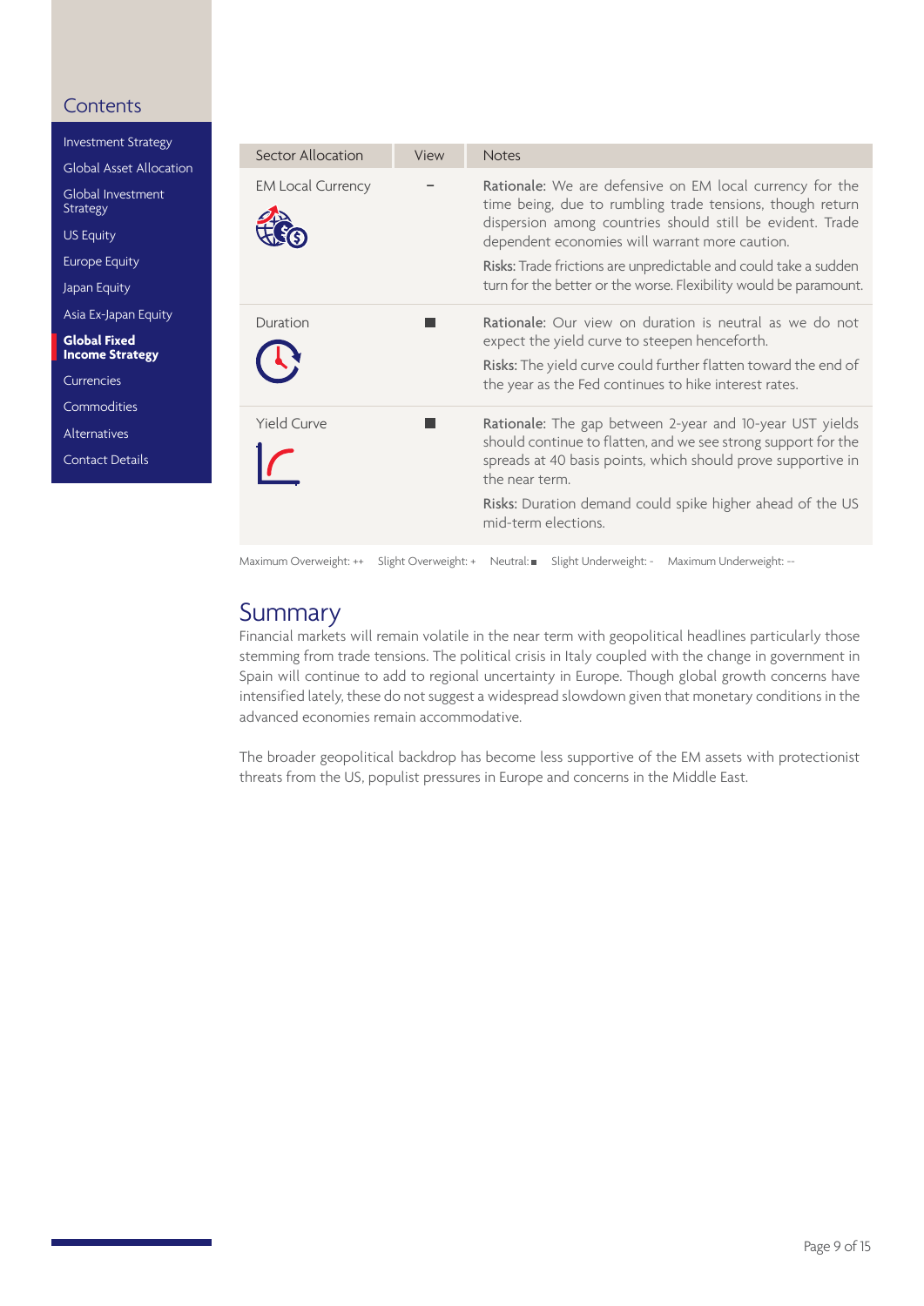| Sector Allocation | View | Notes |
|---|---|---|
| EM Local Currency | – | Rationale: We are defensive on EM local currency for the time being, due to rumbling trade tensions, though return dispersion among countries should still be evident. Trade dependent economies will warrant more caution.<br>Risks: Trade frictions are unpredictable and could take a sudden turn for the better or the worse. Flexibility would be paramount. |
| Duration | ■ | Rationale: Our view on duration is neutral as we do not expect the yield curve to steepen henceforth.<br>Risks: The yield curve could further flatten toward the end of the year as the Fed continues to hike interest rates. |
| Yield Curve | ■ | Rationale: The gap between 2-year and 10-year UST yields should continue to flatten, and we see strong support for the spreads at 40 basis points, which should prove supportive in the near term.<br>Risks: Duration demand could spike higher ahead of the US mid-term elections. |

Maximum Overweight: ++ Slight Overweight: + Neutral: ■ Slight Underweight: - Maximum Underweight: --

## Summary

Financial markets will remain volatile in the near term with geopolitical headlines particularly those stemming from trade tensions. The political crisis in Italy coupled with the change in government in Spain will continue to add to regional uncertainty in Europe. Though global growth concerns have intensified lately, these do not suggest a widespread slowdown given that monetary conditions in the advanced economies remain accommodative.

The broader geopolitical backdrop has become less supportive of the EM assets with protectionist threats from the US, populist pressures in Europe and concerns in the Middle East.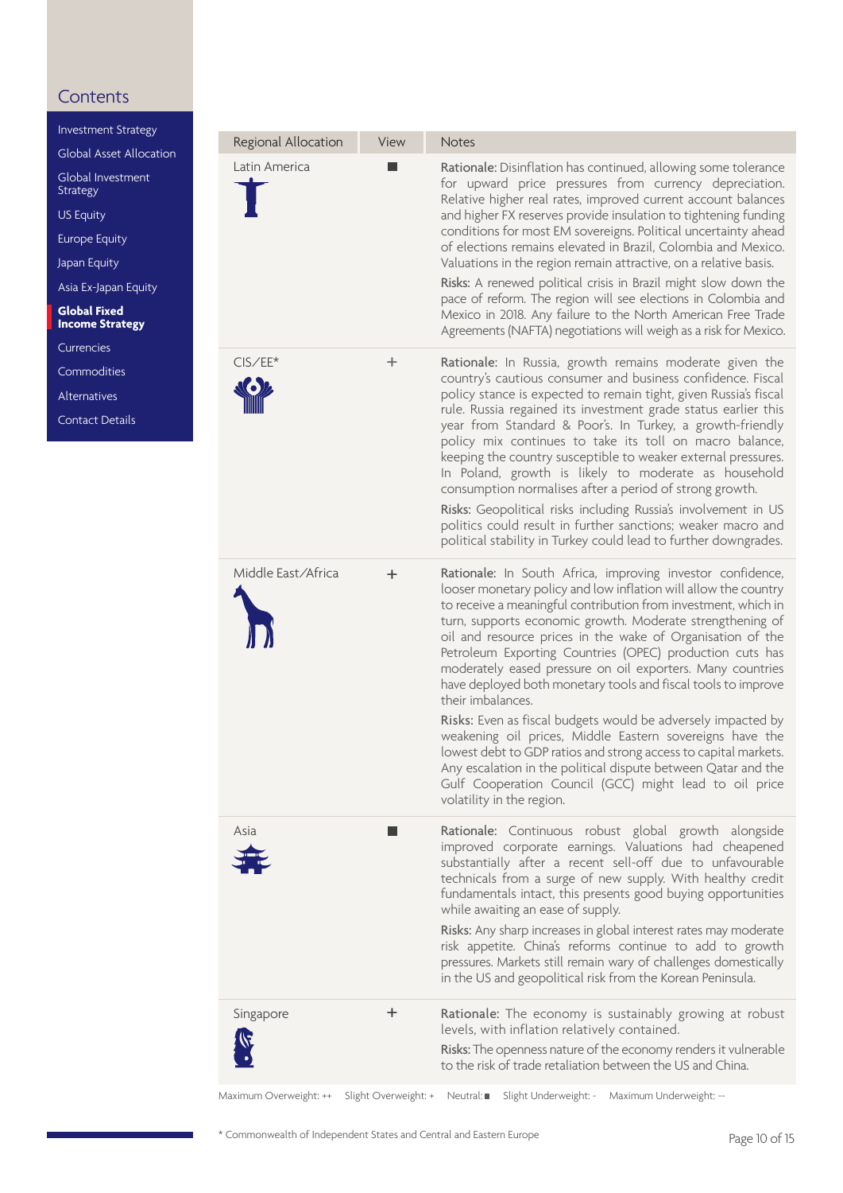| Regional Allocation | View | Notes |
|---|---|---|
| Latin America | ■ | **Rationale:** Disinflation has continued, allowing some tolerance for upward price pressures from currency depreciation. Relative higher real rates, improved current account balances and higher FX reserves provide insulation to tightening funding conditions for most EM sovereigns. Political uncertainty ahead of elections remains elevated in Brazil, Colombia and Mexico. Valuations in the region remain attractive, on a relative basis. **Risks:** A renewed political crisis in Brazil might slow down the pace of reform. The region will see elections in Colombia and Mexico in 2018. Any failure to the North American Free Trade Agreements (NAFTA) negotiations will weigh as a risk for Mexico. |
| CIS/EE* | + | **Rationale:** In Russia, growth remains moderate given the country's cautious consumer and business confidence. Fiscal policy stance is expected to remain tight, given Russia's fiscal rule. Russia regained its investment grade status earlier this year from Standard & Poor's. In Turkey, a growth-friendly policy mix continues to take its toll on macro balance, keeping the country susceptible to weaker external pressures. In Poland, growth is likely to moderate as household consumption normalises after a period of strong growth. **Risks:** Geopolitical risks including Russia's involvement in US politics could result in further sanctions; weaker macro and political stability in Turkey could lead to further downgrades. |
| Middle East/Africa | + | **Rationale:** In South Africa, improving investor confidence, looser monetary policy and low inflation will allow the country to receive a meaningful contribution from investment, which in turn, supports economic growth. Moderate strengthening of oil and resource prices in the wake of Organisation of the Petroleum Exporting Countries (OPEC) production cuts has moderately eased pressure on oil exporters. Many countries have deployed both monetary tools and fiscal tools to improve their imbalances. **Risks:** Even as fiscal budgets would be adversely impacted by weakening oil prices, Middle Eastern sovereigns have the lowest debt to GDP ratios and strong access to capital markets. Any escalation in the political dispute between Qatar and the Gulf Cooperation Council (GCC) might lead to oil price volatility in the region. |
| Asia | ■ | **Rationale:** Continuous robust global growth alongside improved corporate earnings. Valuations had cheapened substantially after a recent sell-off due to unfavourable technicals from a surge of new supply. With healthy credit fundamentals intact, this presents good buying opportunities while awaiting an ease of supply. **Risks:** Any sharp increases in global interest rates may moderate risk appetite. China's reforms continue to add to growth pressures. Markets still remain wary of challenges domestically in the US and geopolitical risk from the Korean Peninsula. |
| Singapore | + | **Rationale:** The economy is sustainably growing at robust levels, with inflation relatively contained. **Risks:** The openness nature of the economy renders it vulnerable to the risk of trade retaliation between the US and China. |

Maximum Overweight: ++ Slight Overweight: + Neutral: ■ Slight Underweight: - Maximum Underweight: --

\* Commonwealth of Independent States and Central and Eastern Europe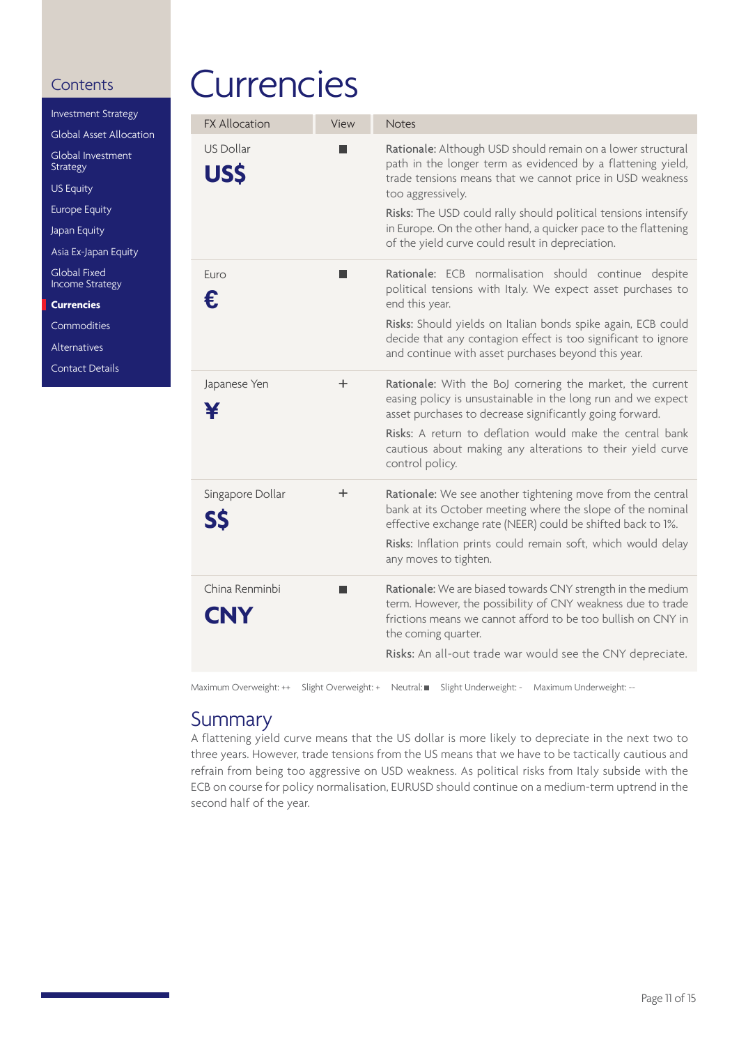# Currencies

| FX Allocation | View | Notes |
|---|---|---|
| US Dollar **US$** | ■ | **Rationale:** Although USD should remain on a lower structural path in the longer term as evidenced by a flattening yield, trade tensions means that we cannot price in USD weakness too aggressively.<br>**Risks:** The USD could rally should political tensions intensify in Europe. On the other hand, a quicker pace to the flattening of the yield curve could result in depreciation. |
| Euro **€** | ■ | **Rationale:** ECB normalisation should continue despite political tensions with Italy. We expect asset purchases to end this year.<br>**Risks:** Should yields on Italian bonds spike again, ECB could decide that any contagion effect is too significant to ignore and continue with asset purchases beyond this year. |
| Japanese Yen **¥** | + | **Rationale:** With the BoJ cornering the market, the current easing policy is unsustainable in the long run and we expect asset purchases to decrease significantly going forward.<br>**Risks:** A return to deflation would make the central bank cautious about making any alterations to their yield curve control policy. |
| Singapore Dollar **S$** | + | **Rationale:** We see another tightening move from the central bank at its October meeting where the slope of the nominal effective exchange rate (NEER) could be shifted back to 1%.<br>**Risks:** Inflation prints could remain soft, which would delay any moves to tighten. |
| China Renminbi **CNY** | ■ | **Rationale:** We are biased towards CNY strength in the medium term. However, the possibility of CNY weakness due to trade frictions means we cannot afford to be too bullish on CNY in the coming quarter.<br>**Risks:** An all-out trade war would see the CNY depreciate. |

Maximum Overweight: ++ Slight Overweight: + Neutral: ■ Slight Underweight: - Maximum Underweight: --

## Summary

A flattening yield curve means that the US dollar is more likely to depreciate in the next two to three years. However, trade tensions from the US means that we have to be tactically cautious and refrain from being too aggressive on USD weakness. As political risks from Italy subside with the ECB on course for policy normalisation, EURUSD should continue on a medium-term uptrend in the second half of the year.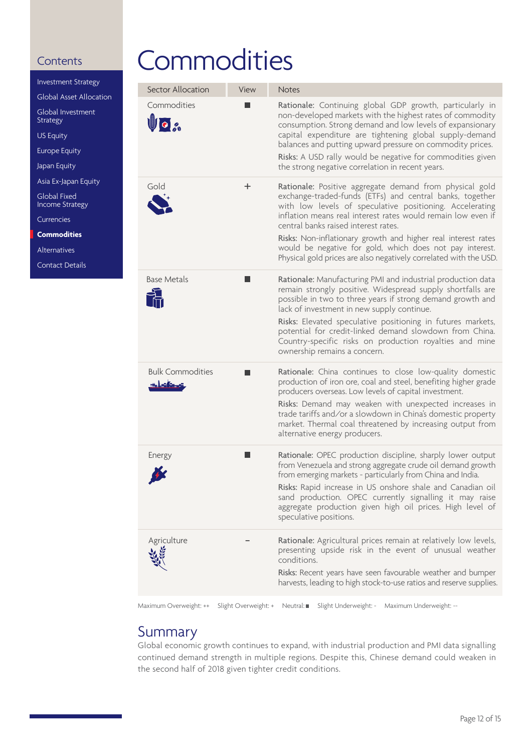# Commodities

| Sector Allocation | View | Notes |
|---|---|---|
| Commodities | ■ | **Rationale:** Continuing global GDP growth, particularly in non-developed markets with the highest rates of commodity consumption. Strong demand and low levels of expansionary capital expenditure are tightening global supply-demand balances and putting upward pressure on commodity prices.<br><br>**Risks:** A USD rally would be negative for commodities given the strong negative correlation in recent years. |
| Gold | + | **Rationale:** Positive aggregate demand from physical gold exchange-traded-funds (ETFs) and central banks, together with low levels of speculative positioning. Accelerating inflation means real interest rates would remain low even if central banks raised interest rates.<br><br>**Risks:** Non-inflationary growth and higher real interest rates would be negative for gold, which does not pay interest. Physical gold prices are also negatively correlated with the USD. |
| Base Metals | ■ | **Rationale:** Manufacturing PMI and industrial production data remain strongly positive. Widespread supply shortfalls are possible in two to three years if strong demand growth and lack of investment in new supply continue.<br><br>**Risks:** Elevated speculative positioning in futures markets, potential for credit-linked demand slowdown from China. Country-specific risks on production royalties and mine ownership remains a concern. |
| Bulk Commodities | ■ | **Rationale:** China continues to close low-quality domestic production of iron ore, coal and steel, benefiting higher grade producers overseas. Low levels of capital investment.<br><br>**Risks:** Demand may weaken with unexpected increases in trade tariffs and/or a slowdown in China's domestic property market. Thermal coal threatened by increasing output from alternative energy producers. |
| Energy | ■ | **Rationale:** OPEC production discipline, sharply lower output from Venezuela and strong aggregate crude oil demand growth from emerging markets - particularly from China and India.<br><br>**Risks:** Rapid increase in US onshore shale and Canadian oil sand production. OPEC currently signalling it may raise aggregate production given high oil prices. High level of speculative positions. |
| Agriculture | - | **Rationale:** Agricultural prices remain at relatively low levels, presenting upside risk in the event of unusual weather conditions.<br><br>**Risks:** Recent years have seen favourable weather and bumper harvests, leading to high stock-to-use ratios and reserve supplies. |

Maximum Overweight: ++ Slight Overweight: + Neutral: ■ Slight Underweight: - Maximum Underweight: --

## Summary

Global economic growth continues to expand, with industrial production and PMI data signalling continued demand strength in multiple regions. Despite this, Chinese demand could weaken in the second half of 2018 given tighter credit conditions.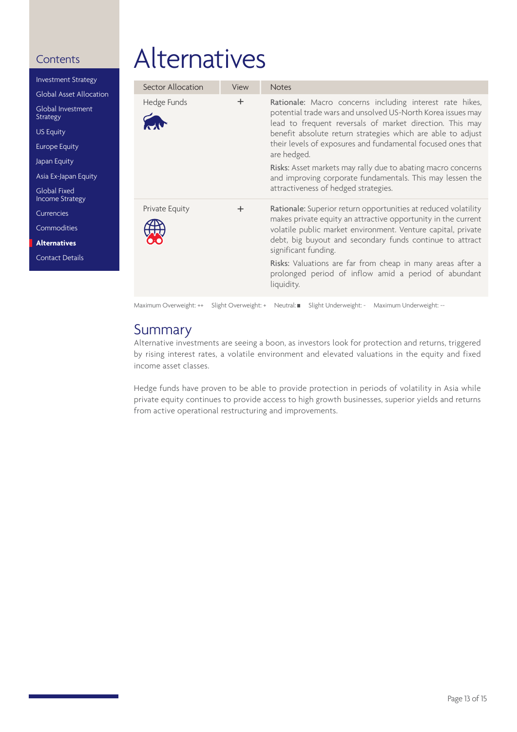# Alternatives

| Sector Allocation | View | Notes |
|---|---|---|
| Hedge Funds | + | **Rationale:** Macro concerns including interest rate hikes, potential trade wars and unsolved US-North Korea issues may lead to frequent reversals of market direction. This may benefit absolute return strategies which are able to adjust their levels of exposures and fundamental focused ones that are hedged. **Risks:** Asset markets may rally due to abating macro concerns and improving corporate fundamentals. This may lessen the attractiveness of hedged strategies. |
| Private Equity | + | **Rationale:** Superior return opportunities at reduced volatility makes private equity an attractive opportunity in the current volatile public market environment. Venture capital, private debt, big buyout and secondary funds continue to attract significant funding. **Risks:** Valuations are far from cheap in many areas after a prolonged period of inflow amid a period of abundant liquidity. |

Maximum Overweight: ++ Slight Overweight: + Neutral: ■ Slight Underweight: - Maximum Underweight: --

## Summary

Alternative investments are seeing a boon, as investors look for protection and returns, triggered by rising interest rates, a volatile environment and elevated valuations in the equity and fixed income asset classes.

Hedge funds have proven to be able to provide protection in periods of volatility in Asia while private equity continues to provide access to high growth businesses, superior yields and returns from active operational restructuring and improvements.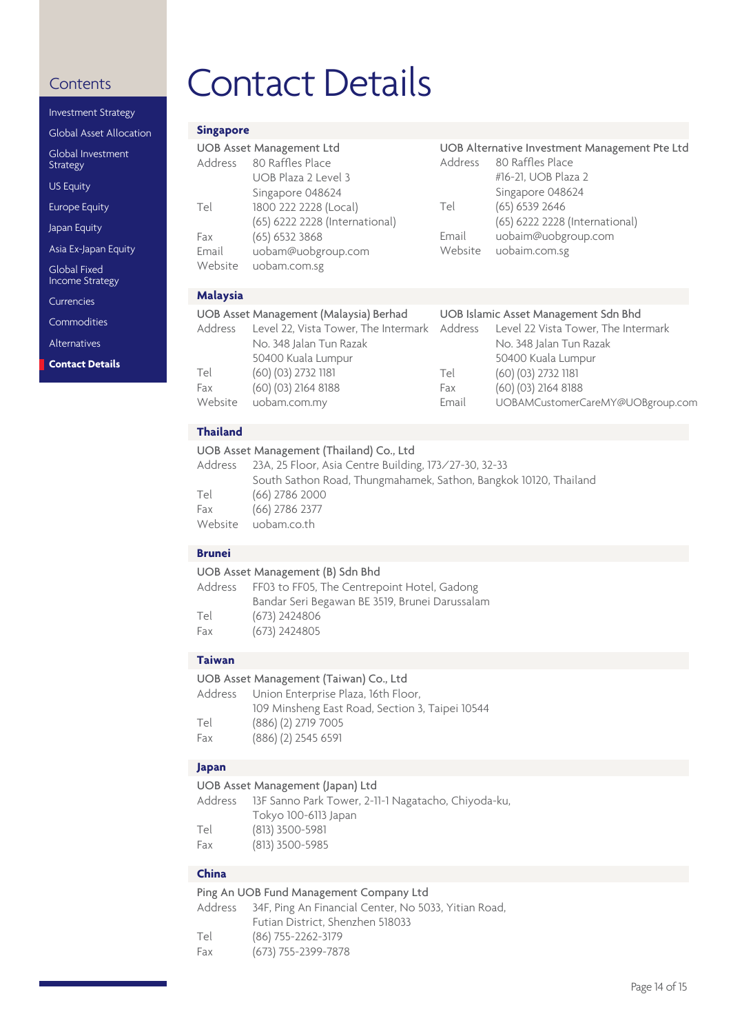## Contents

- Investment Strategy
- Global Asset Allocation
- Global Investment Strategy
- US Equity
- Europe Equity
- Japan Equity
- Asia Ex-Japan Equity
- Global Fixed Income Strategy
- Currencies
- Commodities
- Alternatives
- **Contact Details**

# Contact Details

## Singapore

**UOB Asset Management Ltd**

Address: 80 Raffles Place
UOB Plaza 2 Level 3
Singapore 048624
Tel: 1800 222 2228 (Local)
(65) 6222 2228 (International)
Fax: (65) 6532 3868
Email: uobam@uobgroup.com
Website: uobam.com.sg

**UOB Alternative Investment Management Pte Ltd**

Address: 80 Raffles Place
#16-21, UOB Plaza 2
Singapore 048624
Tel: (65) 6539 2646
(65) 6222 2228 (International)
Email: uobaim@uobgroup.com
Website: uobaim.com.sg

## Malaysia

**UOB Asset Management (Malaysia) Berhad**

Address: Level 22, Vista Tower, The Intermark
No. 348 Jalan Tun Razak
50400 Kuala Lumpur
Tel: (60) (03) 2732 1181
Fax: (60) (03) 2164 8188
Website: uobam.com.my

**UOB Islamic Asset Management Sdn Bhd**

Address: Level 22 Vista Tower, The Intermark
No. 348 Jalan Tun Razak
50400 Kuala Lumpur
Tel: (60) (03) 2732 1181
Fax: (60) (03) 2164 8188
Email: UOBAMCustomerCareMY@UOBgroup.com

## Thailand

**UOB Asset Management (Thailand) Co., Ltd**

Address: 23A, 25 Floor, Asia Centre Building, 173/27-30, 32-33
South Sathon Road, Thungmahamek, Sathon, Bangkok 10120, Thailand
Tel: (66) 2786 2000
Fax: (66) 2786 2377
Website: uobam.co.th

## Brunei

**UOB Asset Management (B) Sdn Bhd**

Address: FF03 to FF05, The Centrepoint Hotel, Gadong
Bandar Seri Begawan BE 3519, Brunei Darussalam
Tel: (673) 2424806
Fax: (673) 2424805

## Taiwan

**UOB Asset Management (Taiwan) Co., Ltd**

Address: Union Enterprise Plaza, 16th Floor,
109 Minsheng East Road, Section 3, Taipei 10544
Tel: (886) (2) 2719 7005
Fax: (886) (2) 2545 6591

## Japan

**UOB Asset Management (Japan) Ltd**

Address: 13F Sanno Park Tower, 2-11-1 Nagatacho, Chiyoda-ku,
Tokyo 100-6113 Japan
Tel: (813) 3500-5981
Fax: (813) 3500-5985

## China

**Ping An UOB Fund Management Company Ltd**

Address: 34F, Ping An Financial Center, No 5033, Yitian Road,
Futian District, Shenzhen 518033
Tel: (86) 755-2262-3179
Fax: (673) 755-2399-7878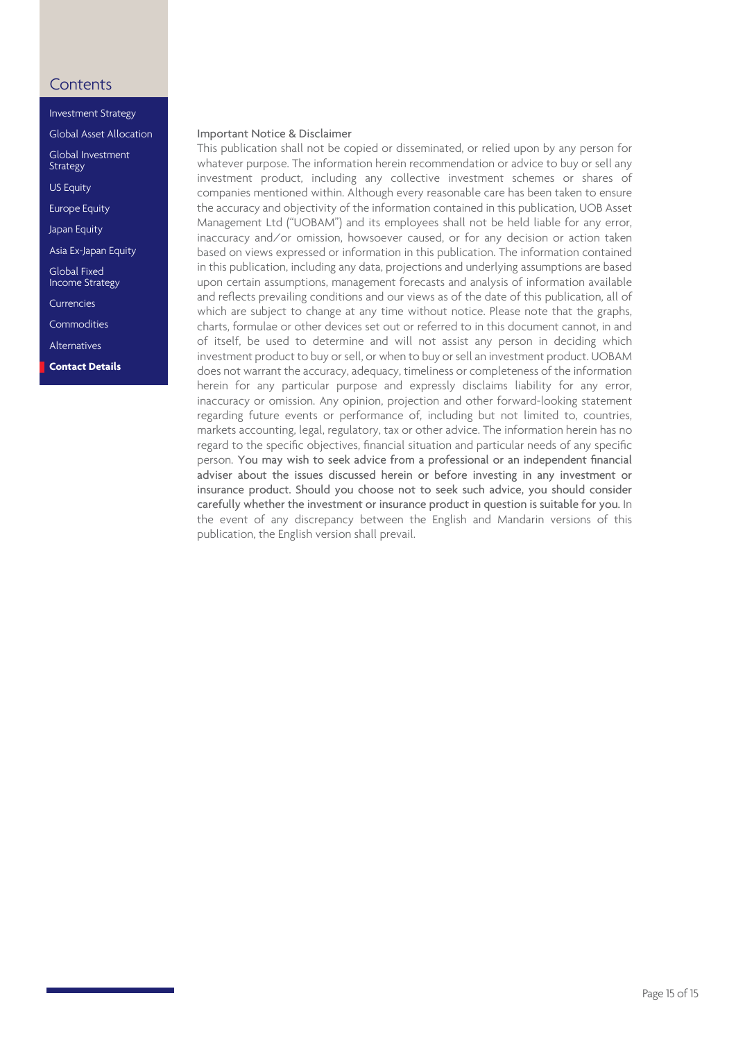## Contents

- Investment Strategy
- Global Asset Allocation
- Global Investment Strategy
- US Equity
- Europe Equity
- Japan Equity
- Asia Ex-Japan Equity
- Global Fixed Income Strategy
- Currencies
- Commodities
- Alternatives
- **Contact Details**

### Important Notice & Disclaimer

This publication shall not be copied or disseminated, or relied upon by any person for whatever purpose. The information herein recommendation or advice to buy or sell any investment product, including any collective investment schemes or shares of companies mentioned within. Although every reasonable care has been taken to ensure the accuracy and objectivity of the information contained in this publication, UOB Asset Management Ltd ("UOBAM") and its employees shall not be held liable for any error, inaccuracy and/or omission, howsoever caused, or for any decision or action taken based on views expressed or information in this publication. The information contained in this publication, including any data, projections and underlying assumptions are based upon certain assumptions, management forecasts and analysis of information available and reflects prevailing conditions and our views as of the date of this publication, all of which are subject to change at any time without notice. Please note that the graphs, charts, formulae or other devices set out or referred to in this document cannot, in and of itself, be used to determine and will not assist any person in deciding which investment product to buy or sell, or when to buy or sell an investment product. UOBAM does not warrant the accuracy, adequacy, timeliness or completeness of the information herein for any particular purpose and expressly disclaims liability for any error, inaccuracy or omission. Any opinion, projection and other forward-looking statement regarding future events or performance of, including but not limited to, countries, markets accounting, legal, regulatory, tax or other advice. The information herein has no regard to the specific objectives, financial situation and particular needs of any specific person. You may wish to seek advice from a professional or an independent financial adviser about the issues discussed herein or before investing in any investment or insurance product. Should you choose not to seek such advice, you should consider carefully whether the investment or insurance product in question is suitable for you. In the event of any discrepancy between the English and Mandarin versions of this publication, the English version shall prevail.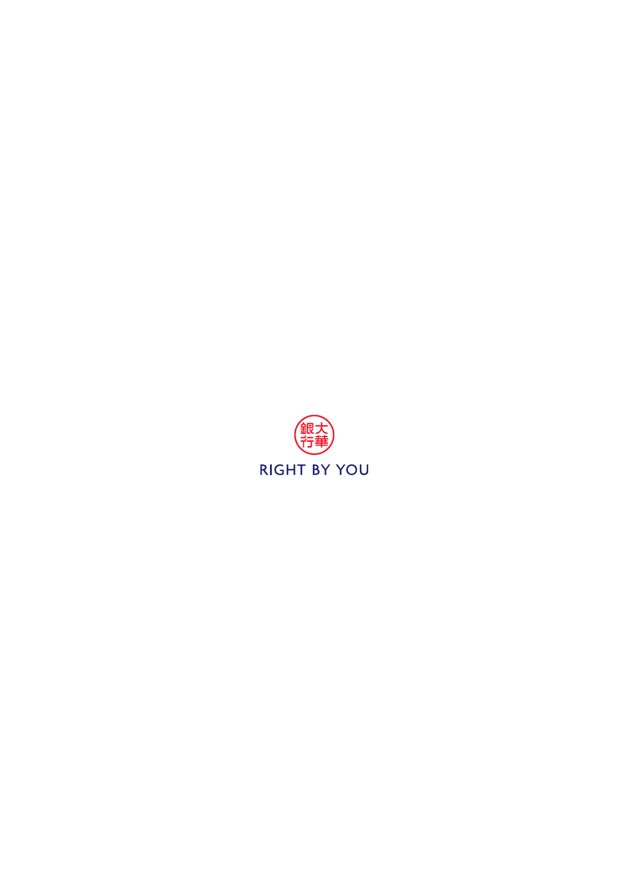大華銀行

RIGHT BY YOU